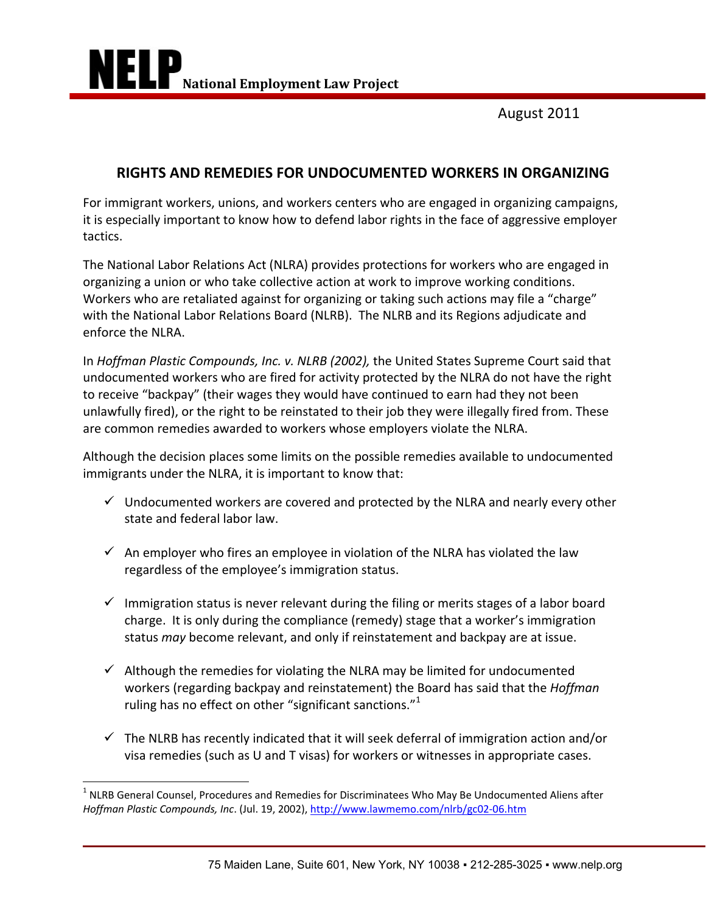**NELP** National Employment Law Project

August 2011

## RIGHTS AND REMEDIES FOR UNDOCUMENTED WORKERS IN ORGANIZING

For immigrant workers, unions, and workers centers who are engaged in organizing campaigns, it is especially important to know how to defend labor rights in the face of aggressive employer tactics.

The National Labor Relations Act (NLRA) provides protections for workers who are engaged in organizing a union or who take collective action at work to improve working conditions. Workers who are retaliated against for organizing or taking such actions may file a "charge" with the National Labor Relations Board (NLRB). The NLRB and its Regions adjudicate and enforce the NLRA.

In *Hoffman Plastic Compounds, Inc. v. NLRB (2002),* the United States Supreme Court said that undocumented workers who are fired for activity protected by the NLRA do not have the right to receive "backpay" (their wages they would have continued to earn had they not been unlawfully fired), or the right to be reinstated to their job they were illegally fired from. These are common remedies awarded to workers whose employers violate the NLRA.

Although the decision places some limits on the possible remedies available to undocumented immigrants under the NLRA, it is important to know that:

- ✓ Undocumented workers are covered and protected by the NLRA and nearly every other state and federal labor law.
- ✓ An employer who fires an employee in violation of the NLRA has violated the law regardless of the employee's immigration status.
- ✓ Immigration status is never relevant during the filing or merits stages of a labor board charge. It is only during the compliance (remedy) stage that a worker's immigration status *may* become relevant, and only if reinstatement and backpay are at issue.
- ✓ Although the remedies for violating the NLRA may be limited for undocumented workers (regarding backpay and reinstatement) the Board has said that the *Hoffman* ruling has no effect on other "significant sanctions."[1]
- ✓ The NLRB has recently indicated that it will seek deferral of immigration action and/or visa remedies (such as U and T visas) for workers or witnesses in appropriate cases.

---

[1] NLRB General Counsel, Procedures and Remedies for Discriminatees Who May Be Undocumented Aliens after *Hoffman Plastic Compounds, Inc*. (Jul. 19, 2002), http://www.lawmemo.com/nlrb/gc02-06.htm

75 Maiden Lane, Suite 601, New York, NY 10038 ▪ 212-285-3025 ▪ www.nelp.org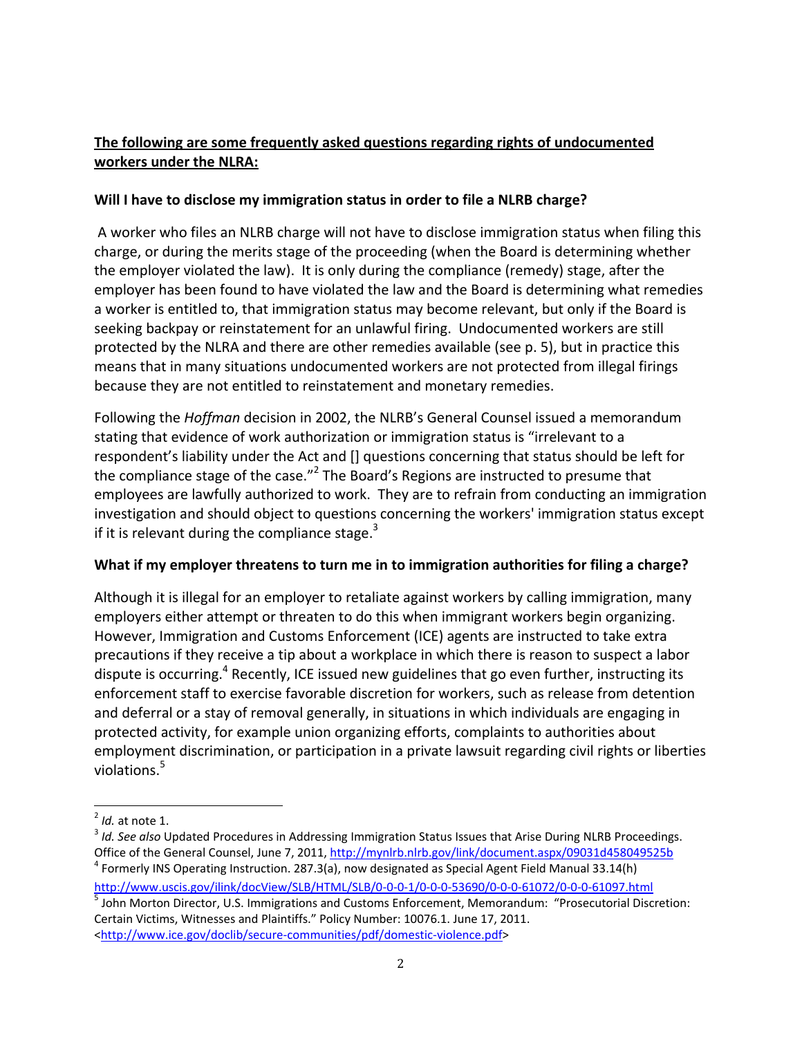**<u>The following are some frequently asked questions regarding rights of undocumented workers under the NLRA:</u>**

**Will I have to disclose my immigration status in order to file a NLRB charge?**

A worker who files an NLRB charge will not have to disclose immigration status when filing this charge, or during the merits stage of the proceeding (when the Board is determining whether the employer violated the law). It is only during the compliance (remedy) stage, after the employer has been found to have violated the law and the Board is determining what remedies a worker is entitled to, that immigration status may become relevant, but only if the Board is seeking backpay or reinstatement for an unlawful firing. Undocumented workers are still protected by the NLRA and there are other remedies available (see p. 5), but in practice this means that in many situations undocumented workers are not protected from illegal firings because they are not entitled to reinstatement and monetary remedies.

Following the *Hoffman* decision in 2002, the NLRB's General Counsel issued a memorandum stating that evidence of work authorization or immigration status is "irrelevant to a respondent's liability under the Act and [] questions concerning that status should be left for the compliance stage of the case."[2] The Board's Regions are instructed to presume that employees are lawfully authorized to work. They are to refrain from conducting an immigration investigation and should object to questions concerning the workers' immigration status except if it is relevant during the compliance stage.[3]

**What if my employer threatens to turn me in to immigration authorities for filing a charge?**

Although it is illegal for an employer to retaliate against workers by calling immigration, many employers either attempt or threaten to do this when immigrant workers begin organizing. However, Immigration and Customs Enforcement (ICE) agents are instructed to take extra precautions if they receive a tip about a workplace in which there is reason to suspect a labor dispute is occurring.[4] Recently, ICE issued new guidelines that go even further, instructing its enforcement staff to exercise favorable discretion for workers, such as release from detention and deferral or a stay of removal generally, in situations in which individuals are engaging in protected activity, for example union organizing efforts, complaints to authorities about employment discrimination, or participation in a private lawsuit regarding civil rights or liberties violations.[5]

---

[2] *Id.* at note 1.

[3] *Id. See also* Updated Procedures in Addressing Immigration Status Issues that Arise During NLRB Proceedings. Office of the General Counsel, June 7, 2011, http://mynlrb.nlrb.gov/link/document.aspx/09031d458049525b

[4] Formerly INS Operating Instruction. 287.3(a), now designated as Special Agent Field Manual 33.14(h) http://www.uscis.gov/ilink/docView/SLB/HTML/SLB/0-0-0-1/0-0-0-53690/0-0-0-61072/0-0-0-61097.html

[5] John Morton Director, U.S. Immigrations and Customs Enforcement, Memorandum: "Prosecutorial Discretion: Certain Victims, Witnesses and Plaintiffs." Policy Number: 10076.1. June 17, 2011. <http://www.ice.gov/doclib/secure-communities/pdf/domestic-violence.pdf>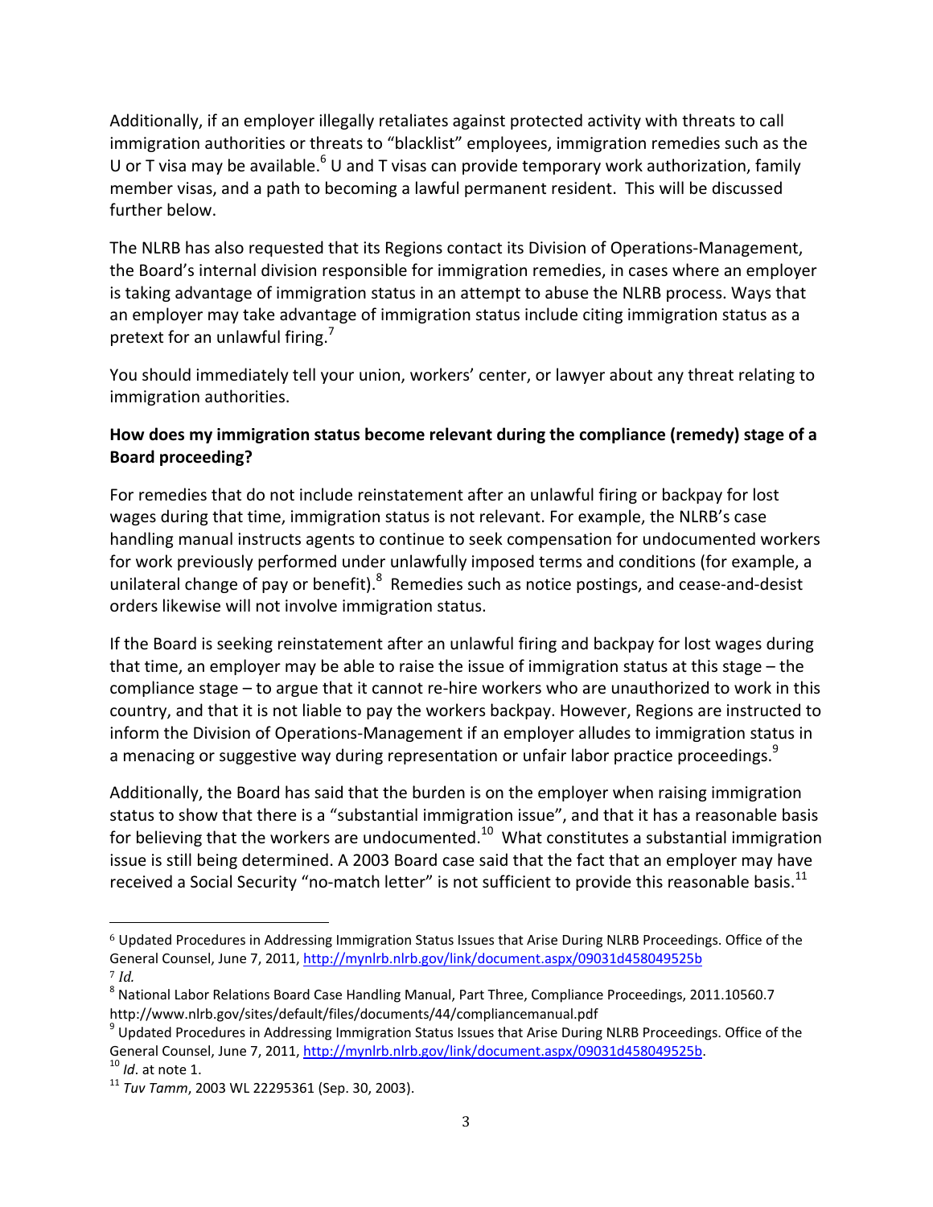Additionally, if an employer illegally retaliates against protected activity with threats to call immigration authorities or threats to "blacklist" employees, immigration remedies such as the U or T visa may be available.[6] U and T visas can provide temporary work authorization, family member visas, and a path to becoming a lawful permanent resident. This will be discussed further below.

The NLRB has also requested that its Regions contact its Division of Operations-Management, the Board's internal division responsible for immigration remedies, in cases where an employer is taking advantage of immigration status in an attempt to abuse the NLRB process. Ways that an employer may take advantage of immigration status include citing immigration status as a pretext for an unlawful firing.[7]

You should immediately tell your union, workers' center, or lawyer about any threat relating to immigration authorities.

**How does my immigration status become relevant during the compliance (remedy) stage of a Board proceeding?**

For remedies that do not include reinstatement after an unlawful firing or backpay for lost wages during that time, immigration status is not relevant. For example, the NLRB's case handling manual instructs agents to continue to seek compensation for undocumented workers for work previously performed under unlawfully imposed terms and conditions (for example, a unilateral change of pay or benefit).[8] Remedies such as notice postings, and cease-and-desist orders likewise will not involve immigration status.

If the Board is seeking reinstatement after an unlawful firing and backpay for lost wages during that time, an employer may be able to raise the issue of immigration status at this stage – the compliance stage – to argue that it cannot re-hire workers who are unauthorized to work in this country, and that it is not liable to pay the workers backpay. However, Regions are instructed to inform the Division of Operations-Management if an employer alludes to immigration status in a menacing or suggestive way during representation or unfair labor practice proceedings.[9]

Additionally, the Board has said that the burden is on the employer when raising immigration status to show that there is a "substantial immigration issue", and that it has a reasonable basis for believing that the workers are undocumented.[10] What constitutes a substantial immigration issue is still being determined. A 2003 Board case said that the fact that an employer may have received a Social Security "no-match letter" is not sufficient to provide this reasonable basis.[11]

---

[6] Updated Procedures in Addressing Immigration Status Issues that Arise During NLRB Proceedings. Office of the General Counsel, June 7, 2011, http://mynlrb.nlrb.gov/link/document.aspx/09031d458049525b

[7] *Id.*

[8] National Labor Relations Board Case Handling Manual, Part Three, Compliance Proceedings, 2011.10560.7 http://www.nlrb.gov/sites/default/files/documents/44/compliancemanual.pdf

[9] Updated Procedures in Addressing Immigration Status Issues that Arise During NLRB Proceedings. Office of the General Counsel, June 7, 2011, http://mynlrb.nlrb.gov/link/document.aspx/09031d458049525b.

[10] *Id*. at note 1.

[11] *Tuv Tamm*, 2003 WL 22295361 (Sep. 30, 2003).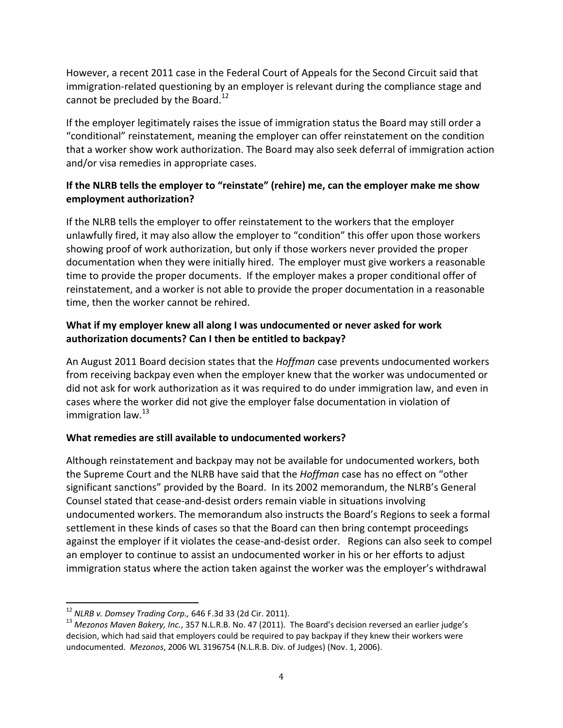However, a recent 2011 case in the Federal Court of Appeals for the Second Circuit said that immigration-related questioning by an employer is relevant during the compliance stage and cannot be precluded by the Board.[12]

If the employer legitimately raises the issue of immigration status the Board may still order a "conditional" reinstatement, meaning the employer can offer reinstatement on the condition that a worker show work authorization. The Board may also seek deferral of immigration action and/or visa remedies in appropriate cases.

**If the NLRB tells the employer to "reinstate" (rehire) me, can the employer make me show employment authorization?**

If the NLRB tells the employer to offer reinstatement to the workers that the employer unlawfully fired, it may also allow the employer to "condition" this offer upon those workers showing proof of work authorization, but only if those workers never provided the proper documentation when they were initially hired. The employer must give workers a reasonable time to provide the proper documents. If the employer makes a proper conditional offer of reinstatement, and a worker is not able to provide the proper documentation in a reasonable time, then the worker cannot be rehired.

**What if my employer knew all along I was undocumented or never asked for work authorization documents? Can I then be entitled to backpay?**

An August 2011 Board decision states that the *Hoffman* case prevents undocumented workers from receiving backpay even when the employer knew that the worker was undocumented or did not ask for work authorization as it was required to do under immigration law, and even in cases where the worker did not give the employer false documentation in violation of immigration law.[13]

**What remedies are still available to undocumented workers?**

Although reinstatement and backpay may not be available for undocumented workers, both the Supreme Court and the NLRB have said that the *Hoffman* case has no effect on "other significant sanctions" provided by the Board. In its 2002 memorandum, the NLRB's General Counsel stated that cease-and-desist orders remain viable in situations involving undocumented workers. The memorandum also instructs the Board's Regions to seek a formal settlement in these kinds of cases so that the Board can then bring contempt proceedings against the employer if it violates the cease-and-desist order. Regions can also seek to compel an employer to continue to assist an undocumented worker in his or her efforts to adjust immigration status where the action taken against the worker was the employer's withdrawal

---

[12] *NLRB v. Domsey Trading Corp.,* 646 F.3d 33 (2d Cir. 2011).

[13] *Mezonos Maven Bakery, Inc.*, 357 N.L.R.B. No. 47 (2011). The Board's decision reversed an earlier judge's decision, which had said that employers could be required to pay backpay if they knew their workers were undocumented. *Mezonos*, 2006 WL 3196754 (N.L.R.B. Div. of Judges) (Nov. 1, 2006).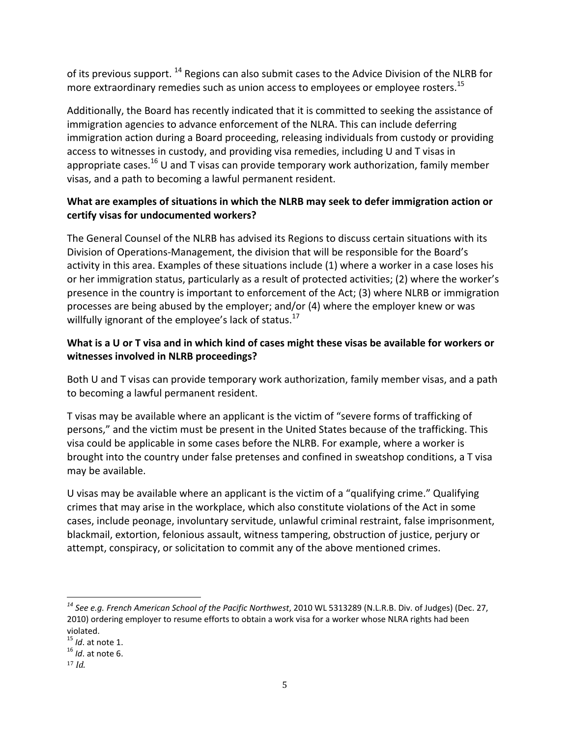of its previous support. [14] Regions can also submit cases to the Advice Division of the NLRB for more extraordinary remedies such as union access to employees or employee rosters.[15]

Additionally, the Board has recently indicated that it is committed to seeking the assistance of immigration agencies to advance enforcement of the NLRA. This can include deferring immigration action during a Board proceeding, releasing individuals from custody or providing access to witnesses in custody, and providing visa remedies, including U and T visas in appropriate cases.[16] U and T visas can provide temporary work authorization, family member visas, and a path to becoming a lawful permanent resident.

**What are examples of situations in which the NLRB may seek to defer immigration action or certify visas for undocumented workers?**

The General Counsel of the NLRB has advised its Regions to discuss certain situations with its Division of Operations-Management, the division that will be responsible for the Board's activity in this area. Examples of these situations include (1) where a worker in a case loses his or her immigration status, particularly as a result of protected activities; (2) where the worker's presence in the country is important to enforcement of the Act; (3) where NLRB or immigration processes are being abused by the employer; and/or (4) where the employer knew or was willfully ignorant of the employee's lack of status.[17]

**What is a U or T visa and in which kind of cases might these visas be available for workers or witnesses involved in NLRB proceedings?**

Both U and T visas can provide temporary work authorization, family member visas, and a path to becoming a lawful permanent resident.

T visas may be available where an applicant is the victim of "severe forms of trafficking of persons," and the victim must be present in the United States because of the trafficking. This visa could be applicable in some cases before the NLRB. For example, where a worker is brought into the country under false pretenses and confined in sweatshop conditions, a T visa may be available.

U visas may be available where an applicant is the victim of a "qualifying crime." Qualifying crimes that may arise in the workplace, which also constitute violations of the Act in some cases, include peonage, involuntary servitude, unlawful criminal restraint, false imprisonment, blackmail, extortion, felonious assault, witness tampering, obstruction of justice, perjury or attempt, conspiracy, or solicitation to commit any of the above mentioned crimes.

---

[14] *See e.g. French American School of the Pacific Northwest*, 2010 WL 5313289 (N.L.R.B. Div. of Judges) (Dec. 27, 2010) ordering employer to resume efforts to obtain a work visa for a worker whose NLRA rights had been violated.

[15] *Id*. at note 1.

[16] *Id*. at note 6.

[17] *Id.*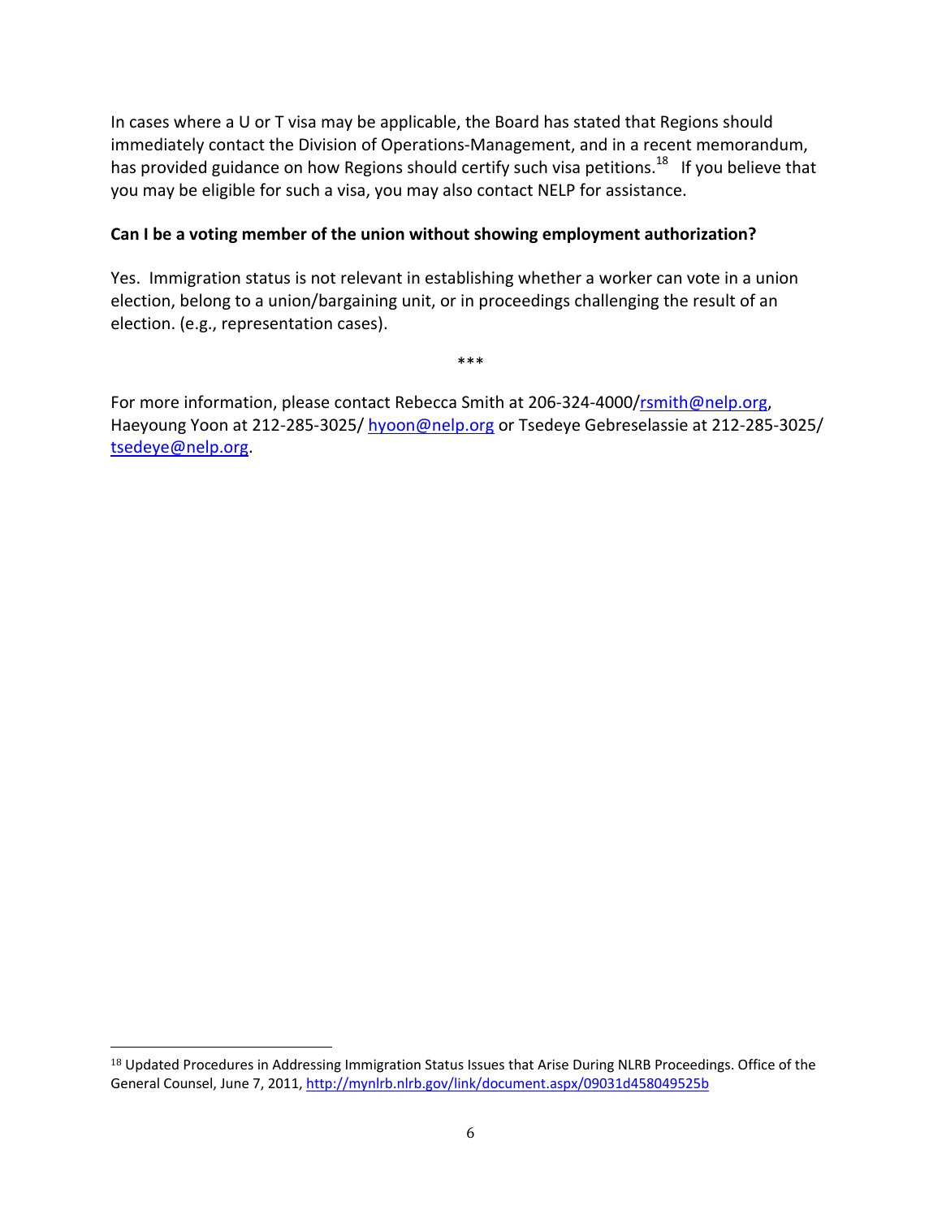In cases where a U or T visa may be applicable, the Board has stated that Regions should immediately contact the Division of Operations-Management, and in a recent memorandum, has provided guidance on how Regions should certify such visa petitions.[18] If you believe that you may be eligible for such a visa, you may also contact NELP for assistance.

**Can I be a voting member of the union without showing employment authorization?**

Yes. Immigration status is not relevant in establishing whether a worker can vote in a union election, belong to a union/bargaining unit, or in proceedings challenging the result of an election. (e.g., representation cases).

***

For more information, please contact Rebecca Smith at 206-324-4000/rsmith@nelp.org, Haeyoung Yoon at 212-285-3025/ hyoon@nelp.org or Tsedeye Gebreselassie at 212-285-3025/ tsedeye@nelp.org.

---

[18] Updated Procedures in Addressing Immigration Status Issues that Arise During NLRB Proceedings. Office of the General Counsel, June 7, 2011, http://mynlrb.nlrb.gov/link/document.aspx/09031d458049525b